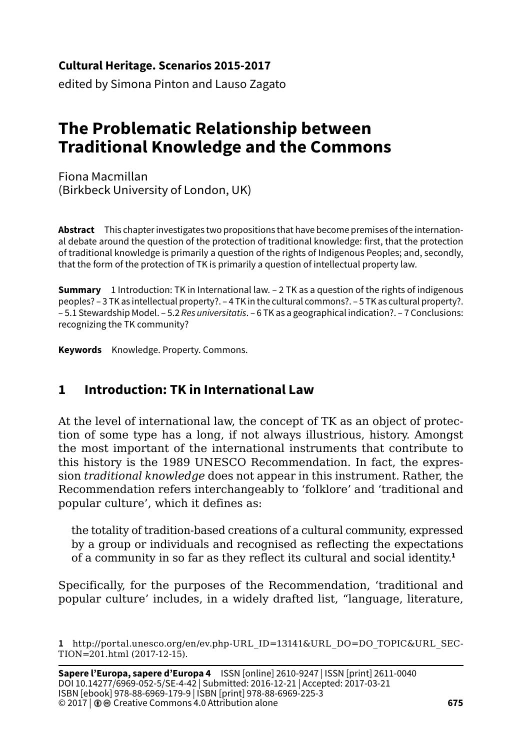**Cultural Heritage. Scenarios 2015-2017**

edited by Simona Pinton and Lauso Zagato

# The Problematic Relationship between Traditional Knowledge and the Commons

Fiona Macmillan
(Birkbeck University of London, UK)

**Abstract** This chapter investigates two propositions that have become premises of the international debate around the question of the protection of traditional knowledge: first, that the protection of traditional knowledge is primarily a question of the rights of Indigenous Peoples; and, secondly, that the form of the protection of TK is primarily a question of intellectual property law.

**Summary** 1 Introduction: TK in International law. – 2 TK as a question of the rights of indigenous peoples? – 3 TK as intellectual property?. – 4 TK in the cultural commons?. – 5 TK as cultural property?. – 5.1 Stewardship Model. – 5.2 *Res universitatis*. – 6 TK as a geographical indication?. – 7 Conclusions: recognizing the TK community?

**Keywords** Knowledge. Property. Commons.

## 1 Introduction: TK in International Law

At the level of international law, the concept of TK as an object of protection of some type has a long, if not always illustrious, history. Amongst the most important of the international instruments that contribute to this history is the 1989 UNESCO Recommendation. In fact, the expression *traditional knowledge* does not appear in this instrument. Rather, the Recommendation refers interchangeably to 'folklore' and 'traditional and popular culture', which it defines as:

> the totality of tradition-based creations of a cultural community, expressed by a group or individuals and recognised as reflecting the expectations of a community in so far as they reflect its cultural and social identity.[1]

Specifically, for the purposes of the Recommendation, 'traditional and popular culture' includes, in a widely drafted list, "language, literature,

[1] http://portal.unesco.org/en/ev.php-URL_ID=13141&URL_DO=DO_TOPIC&URL_SECTION=201.html (2017-12-15).

**Sapere l'Europa, sapere d'Europa 4** ISSN [online] 2610-9247 | ISSN [print] 2611-0040
DOI 10.14277/6969-052-5/SE-4-42 | Submitted: 2016-12-21 | Accepted: 2017-03-21
ISBN [ebook] 978-88-6969-179-9 | ISBN [print] 978-88-6969-225-3
© 2017 | Creative Commons 4.0 Attribution alone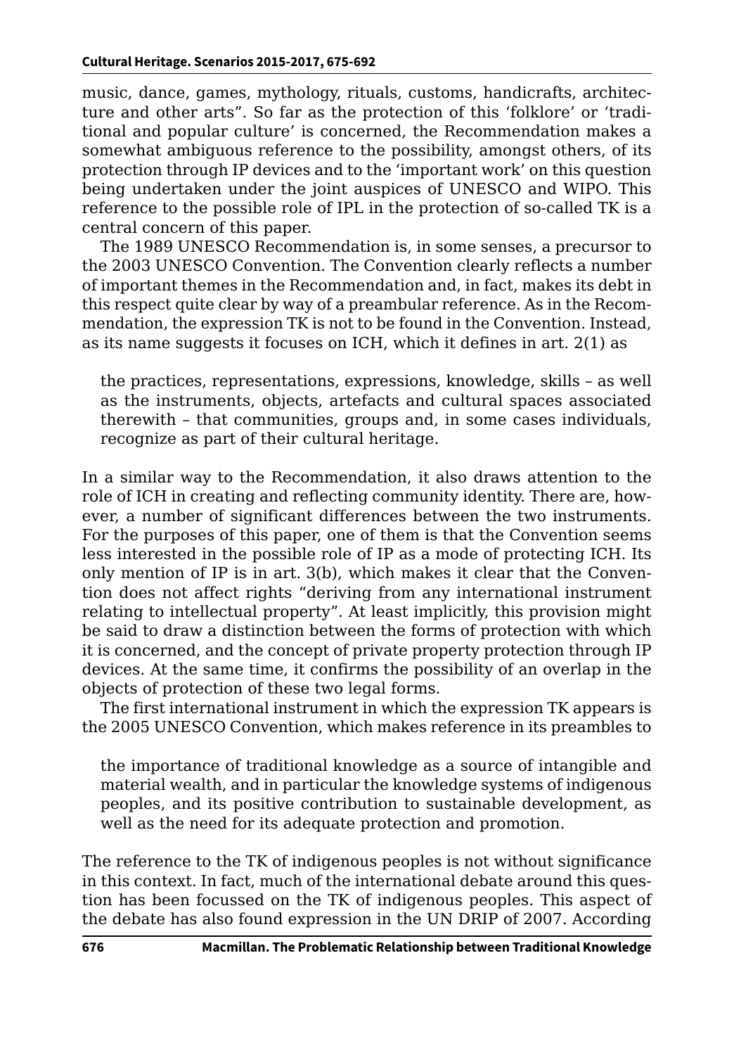music, dance, games, mythology, rituals, customs, handicrafts, architecture and other arts". So far as the protection of this 'folklore' or 'traditional and popular culture' is concerned, the Recommendation makes a somewhat ambiguous reference to the possibility, amongst others, of its protection through IP devices and to the 'important work' on this question being undertaken under the joint auspices of UNESCO and WIPO. This reference to the possible role of IPL in the protection of so-called TK is a central concern of this paper.

The 1989 UNESCO Recommendation is, in some senses, a precursor to the 2003 UNESCO Convention. The Convention clearly reflects a number of important themes in the Recommendation and, in fact, makes its debt in this respect quite clear by way of a preambular reference. As in the Recommendation, the expression TK is not to be found in the Convention. Instead, as its name suggests it focuses on ICH, which it defines in art. 2(1) as

> the practices, representations, expressions, knowledge, skills – as well as the instruments, objects, artefacts and cultural spaces associated therewith – that communities, groups and, in some cases individuals, recognize as part of their cultural heritage.

In a similar way to the Recommendation, it also draws attention to the role of ICH in creating and reflecting community identity. There are, however, a number of significant differences between the two instruments. For the purposes of this paper, one of them is that the Convention seems less interested in the possible role of IP as a mode of protecting ICH. Its only mention of IP is in art. 3(b), which makes it clear that the Convention does not affect rights "deriving from any international instrument relating to intellectual property". At least implicitly, this provision might be said to draw a distinction between the forms of protection with which it is concerned, and the concept of private property protection through IP devices. At the same time, it confirms the possibility of an overlap in the objects of protection of these two legal forms.

The first international instrument in which the expression TK appears is the 2005 UNESCO Convention, which makes reference in its preambles to

> the importance of traditional knowledge as a source of intangible and material wealth, and in particular the knowledge systems of indigenous peoples, and its positive contribution to sustainable development, as well as the need for its adequate protection and promotion.

The reference to the TK of indigenous peoples is not without significance in this context. In fact, much of the international debate around this question has been focussed on the TK of indigenous peoples. This aspect of the debate has also found expression in the UN DRIP of 2007. According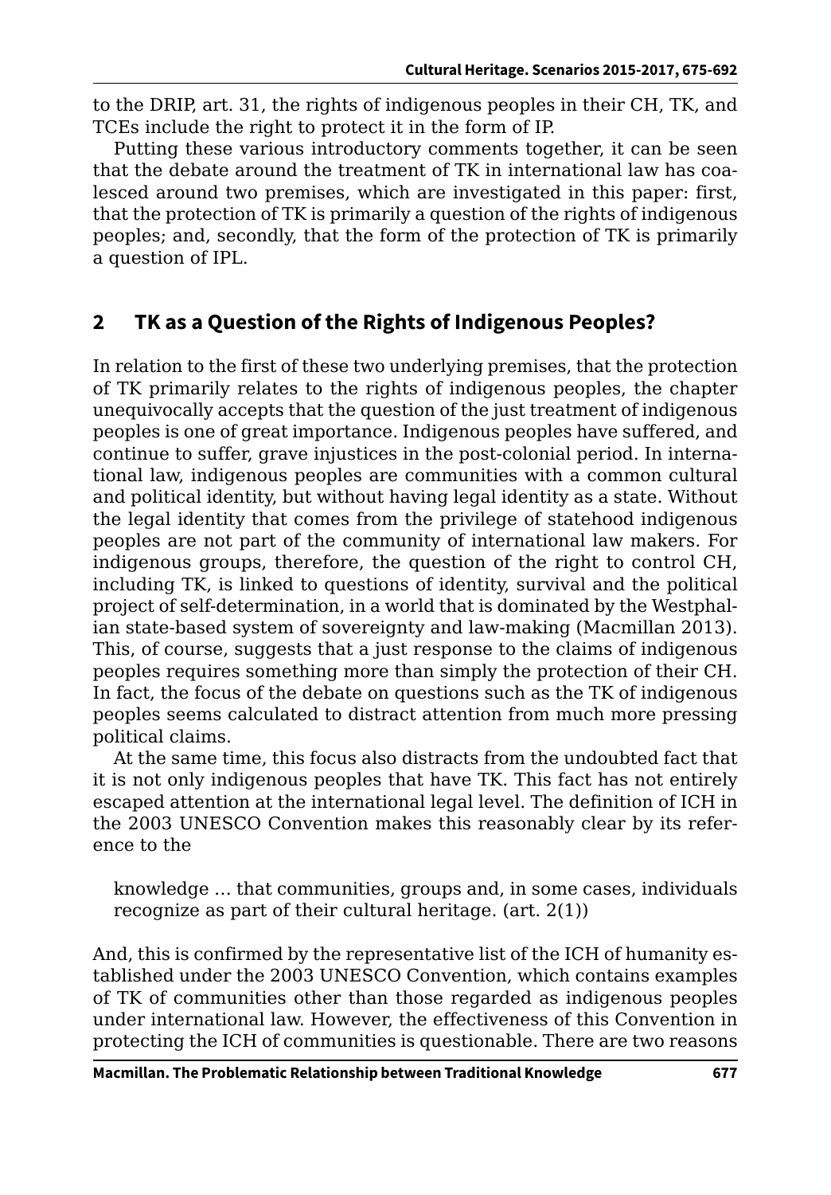to the DRIP, art. 31, the rights of indigenous peoples in their CH, TK, and TCEs include the right to protect it in the form of IP.

Putting these various introductory comments together, it can be seen that the debate around the treatment of TK in international law has coalesced around two premises, which are investigated in this paper: first, that the protection of TK is primarily a question of the rights of indigenous peoples; and, secondly, that the form of the protection of TK is primarily a question of IPL.

## 2 TK as a Question of the Rights of Indigenous Peoples?

In relation to the first of these two underlying premises, that the protection of TK primarily relates to the rights of indigenous peoples, the chapter unequivocally accepts that the question of the just treatment of indigenous peoples is one of great importance. Indigenous peoples have suffered, and continue to suffer, grave injustices in the post-colonial period. In international law, indigenous peoples are communities with a common cultural and political identity, but without having legal identity as a state. Without the legal identity that comes from the privilege of statehood indigenous peoples are not part of the community of international law makers. For indigenous groups, therefore, the question of the right to control CH, including TK, is linked to questions of identity, survival and the political project of self-determination, in a world that is dominated by the Westphalian state-based system of sovereignty and law-making (Macmillan 2013). This, of course, suggests that a just response to the claims of indigenous peoples requires something more than simply the protection of their CH. In fact, the focus of the debate on questions such as the TK of indigenous peoples seems calculated to distract attention from much more pressing political claims.

At the same time, this focus also distracts from the undoubted fact that it is not only indigenous peoples that have TK. This fact has not entirely escaped attention at the international legal level. The definition of ICH in the 2003 UNESCO Convention makes this reasonably clear by its reference to the

> knowledge … that communities, groups and, in some cases, individuals recognize as part of their cultural heritage. (art. 2(1))

And, this is confirmed by the representative list of the ICH of humanity established under the 2003 UNESCO Convention, which contains examples of TK of communities other than those regarded as indigenous peoples under international law. However, the effectiveness of this Convention in protecting the ICH of communities is questionable. There are two reasons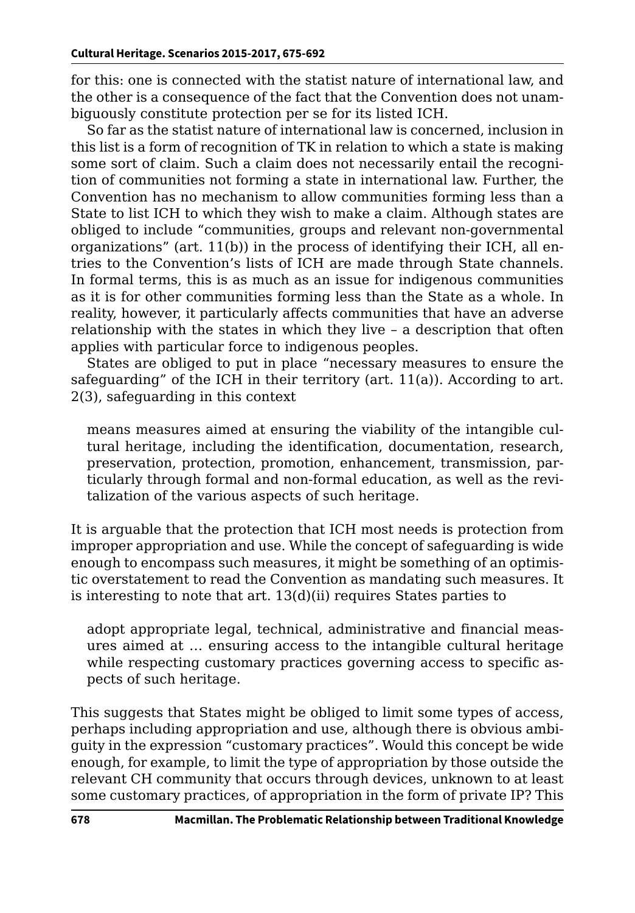for this: one is connected with the statist nature of international law, and the other is a consequence of the fact that the Convention does not unambiguously constitute protection per se for its listed ICH.

So far as the statist nature of international law is concerned, inclusion in this list is a form of recognition of TK in relation to which a state is making some sort of claim. Such a claim does not necessarily entail the recognition of communities not forming a state in international law. Further, the Convention has no mechanism to allow communities forming less than a State to list ICH to which they wish to make a claim. Although states are obliged to include "communities, groups and relevant non-governmental organizations" (art. 11(b)) in the process of identifying their ICH, all entries to the Convention's lists of ICH are made through State channels. In formal terms, this is as much as an issue for indigenous communities as it is for other communities forming less than the State as a whole. In reality, however, it particularly affects communities that have an adverse relationship with the states in which they live – a description that often applies with particular force to indigenous peoples.

States are obliged to put in place "necessary measures to ensure the safeguarding" of the ICH in their territory (art. 11(a)). According to art. 2(3), safeguarding in this context

> means measures aimed at ensuring the viability of the intangible cultural heritage, including the identification, documentation, research, preservation, protection, promotion, enhancement, transmission, particularly through formal and non-formal education, as well as the revitalization of the various aspects of such heritage.

It is arguable that the protection that ICH most needs is protection from improper appropriation and use. While the concept of safeguarding is wide enough to encompass such measures, it might be something of an optimistic overstatement to read the Convention as mandating such measures. It is interesting to note that art. 13(d)(ii) requires States parties to

> adopt appropriate legal, technical, administrative and financial measures aimed at … ensuring access to the intangible cultural heritage while respecting customary practices governing access to specific aspects of such heritage.

This suggests that States might be obliged to limit some types of access, perhaps including appropriation and use, although there is obvious ambiguity in the expression "customary practices". Would this concept be wide enough, for example, to limit the type of appropriation by those outside the relevant CH community that occurs through devices, unknown to at least some customary practices, of appropriation in the form of private IP? This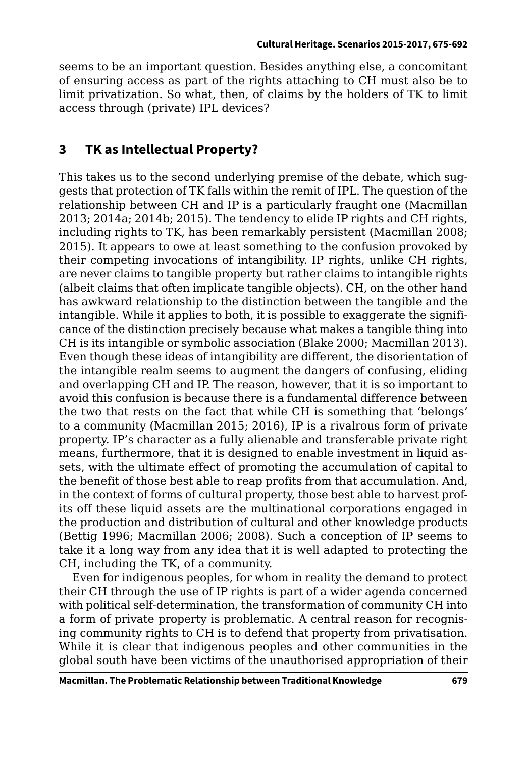seems to be an important question. Besides anything else, a concomitant of ensuring access as part of the rights attaching to CH must also be to limit privatization. So what, then, of claims by the holders of TK to limit access through (private) IPL devices?

## 3 TK as Intellectual Property?

This takes us to the second underlying premise of the debate, which suggests that protection of TK falls within the remit of IPL. The question of the relationship between CH and IP is a particularly fraught one (Macmillan 2013; 2014a; 2014b; 2015). The tendency to elide IP rights and CH rights, including rights to TK, has been remarkably persistent (Macmillan 2008; 2015). It appears to owe at least something to the confusion provoked by their competing invocations of intangibility. IP rights, unlike CH rights, are never claims to tangible property but rather claims to intangible rights (albeit claims that often implicate tangible objects). CH, on the other hand has awkward relationship to the distinction between the tangible and the intangible. While it applies to both, it is possible to exaggerate the significance of the distinction precisely because what makes a tangible thing into CH is its intangible or symbolic association (Blake 2000; Macmillan 2013). Even though these ideas of intangibility are different, the disorientation of the intangible realm seems to augment the dangers of confusing, eliding and overlapping CH and IP. The reason, however, that it is so important to avoid this confusion is because there is a fundamental difference between the two that rests on the fact that while CH is something that 'belongs' to a community (Macmillan 2015; 2016), IP is a rivalrous form of private property. IP's character as a fully alienable and transferable private right means, furthermore, that it is designed to enable investment in liquid assets, with the ultimate effect of promoting the accumulation of capital to the benefit of those best able to reap profits from that accumulation. And, in the context of forms of cultural property, those best able to harvest profits off these liquid assets are the multinational corporations engaged in the production and distribution of cultural and other knowledge products (Bettig 1996; Macmillan 2006; 2008). Such a conception of IP seems to take it a long way from any idea that it is well adapted to protecting the CH, including the TK, of a community.

Even for indigenous peoples, for whom in reality the demand to protect their CH through the use of IP rights is part of a wider agenda concerned with political self-determination, the transformation of community CH into a form of private property is problematic. A central reason for recognising community rights to CH is to defend that property from privatisation. While it is clear that indigenous peoples and other communities in the global south have been victims of the unauthorised appropriation of their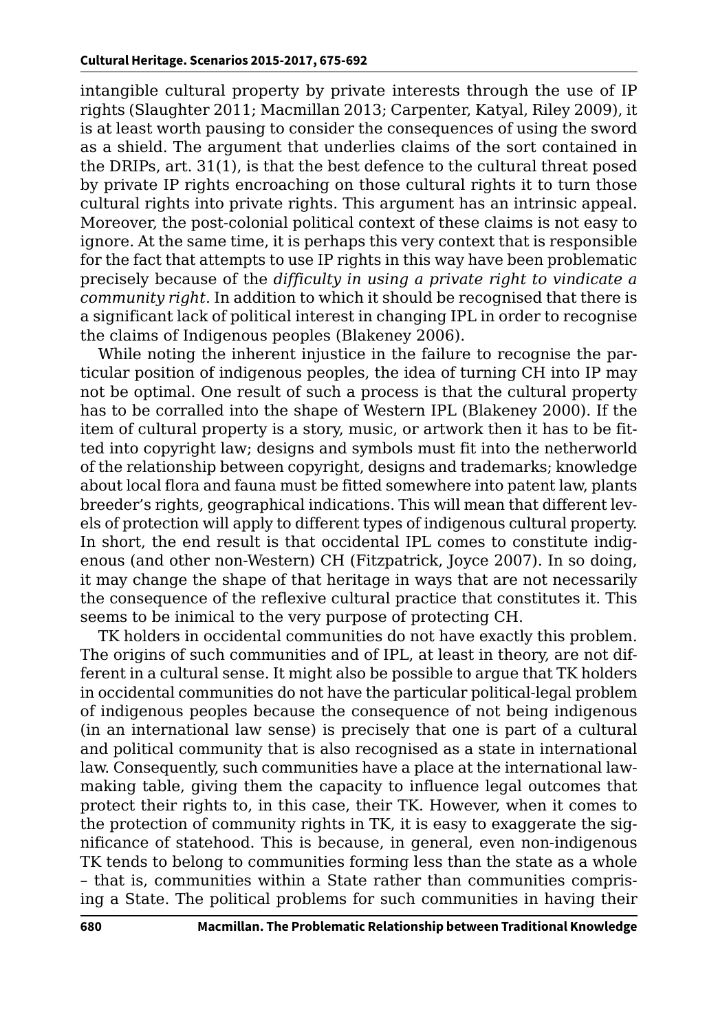intangible cultural property by private interests through the use of IP rights (Slaughter 2011; Macmillan 2013; Carpenter, Katyal, Riley 2009), it is at least worth pausing to consider the consequences of using the sword as a shield. The argument that underlies claims of the sort contained in the DRIPs, art. 31(1), is that the best defence to the cultural threat posed by private IP rights encroaching on those cultural rights it to turn those cultural rights into private rights. This argument has an intrinsic appeal. Moreover, the post-colonial political context of these claims is not easy to ignore. At the same time, it is perhaps this very context that is responsible for the fact that attempts to use IP rights in this way have been problematic precisely because of the *difficulty in using a private right to vindicate a community right*. In addition to which it should be recognised that there is a significant lack of political interest in changing IPL in order to recognise the claims of Indigenous peoples (Blakeney 2006).

While noting the inherent injustice in the failure to recognise the particular position of indigenous peoples, the idea of turning CH into IP may not be optimal. One result of such a process is that the cultural property has to be corralled into the shape of Western IPL (Blakeney 2000). If the item of cultural property is a story, music, or artwork then it has to be fitted into copyright law; designs and symbols must fit into the netherworld of the relationship between copyright, designs and trademarks; knowledge about local flora and fauna must be fitted somewhere into patent law, plants breeder's rights, geographical indications. This will mean that different levels of protection will apply to different types of indigenous cultural property. In short, the end result is that occidental IPL comes to constitute indigenous (and other non-Western) CH (Fitzpatrick, Joyce 2007). In so doing, it may change the shape of that heritage in ways that are not necessarily the consequence of the reflexive cultural practice that constitutes it. This seems to be inimical to the very purpose of protecting CH.

TK holders in occidental communities do not have exactly this problem. The origins of such communities and of IPL, at least in theory, are not different in a cultural sense. It might also be possible to argue that TK holders in occidental communities do not have the particular political-legal problem of indigenous peoples because the consequence of not being indigenous (in an international law sense) is precisely that one is part of a cultural and political community that is also recognised as a state in international law. Consequently, such communities have a place at the international lawmaking table, giving them the capacity to influence legal outcomes that protect their rights to, in this case, their TK. However, when it comes to the protection of community rights in TK, it is easy to exaggerate the significance of statehood. This is because, in general, even non-indigenous TK tends to belong to communities forming less than the state as a whole – that is, communities within a State rather than communities comprising a State. The political problems for such communities in having their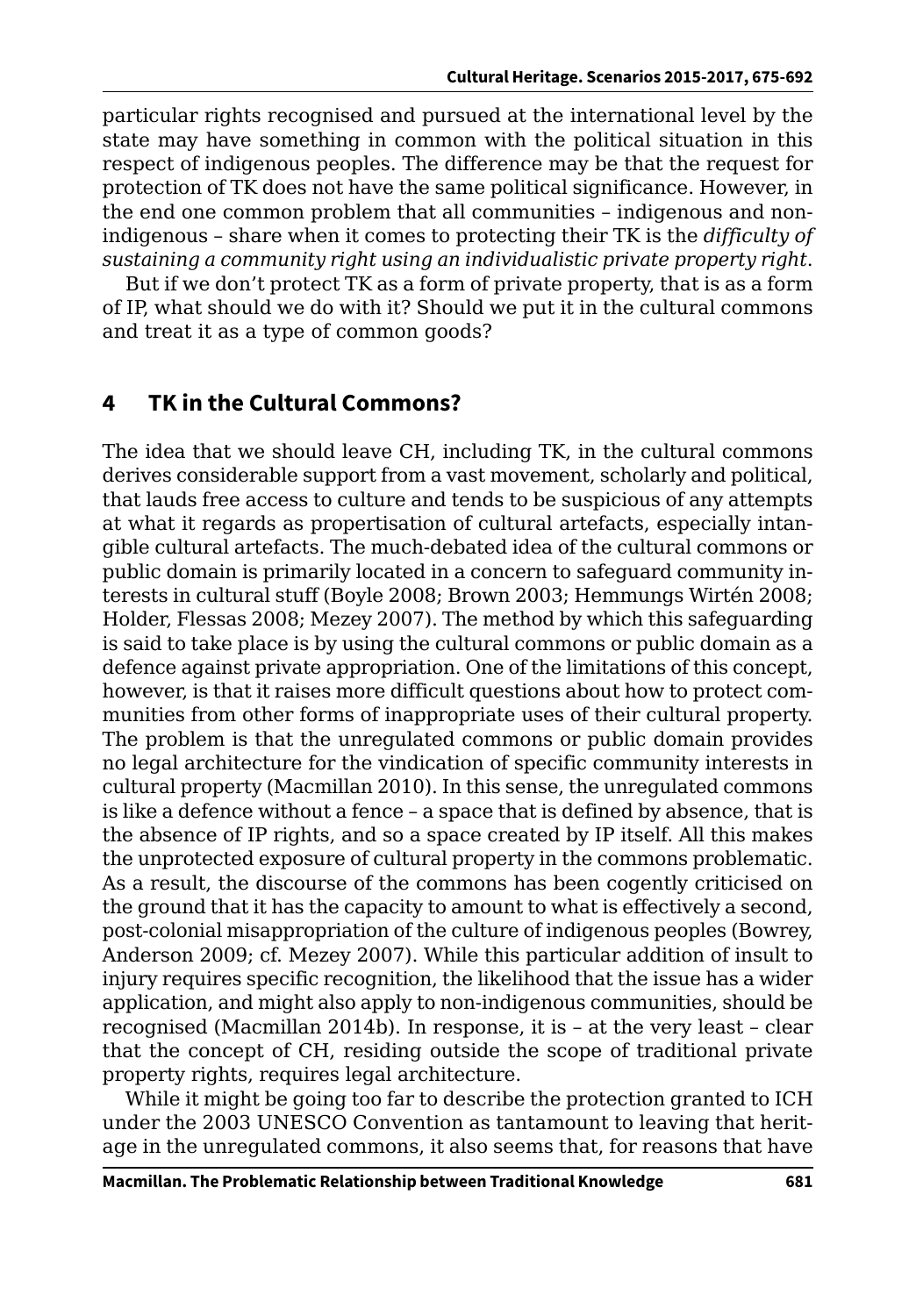particular rights recognised and pursued at the international level by the state may have something in common with the political situation in this respect of indigenous peoples. The difference may be that the request for protection of TK does not have the same political significance. However, in the end one common problem that all communities – indigenous and non-indigenous – share when it comes to protecting their TK is the *difficulty of sustaining a community right using an individualistic private property right*.

But if we don't protect TK as a form of private property, that is as a form of IP, what should we do with it? Should we put it in the cultural commons and treat it as a type of common goods?

## 4 TK in the Cultural Commons?

The idea that we should leave CH, including TK, in the cultural commons derives considerable support from a vast movement, scholarly and political, that lauds free access to culture and tends to be suspicious of any attempts at what it regards as propertisation of cultural artefacts, especially intangible cultural artefacts. The much-debated idea of the cultural commons or public domain is primarily located in a concern to safeguard community interests in cultural stuff (Boyle 2008; Brown 2003; Hemmungs Wirtén 2008; Holder, Flessas 2008; Mezey 2007). The method by which this safeguarding is said to take place is by using the cultural commons or public domain as a defence against private appropriation. One of the limitations of this concept, however, is that it raises more difficult questions about how to protect communities from other forms of inappropriate uses of their cultural property. The problem is that the unregulated commons or public domain provides no legal architecture for the vindication of specific community interests in cultural property (Macmillan 2010). In this sense, the unregulated commons is like a defence without a fence – a space that is defined by absence, that is the absence of IP rights, and so a space created by IP itself. All this makes the unprotected exposure of cultural property in the commons problematic. As a result, the discourse of the commons has been cogently criticised on the ground that it has the capacity to amount to what is effectively a second, post-colonial misappropriation of the culture of indigenous peoples (Bowrey, Anderson 2009; cf. Mezey 2007). While this particular addition of insult to injury requires specific recognition, the likelihood that the issue has a wider application, and might also apply to non-indigenous communities, should be recognised (Macmillan 2014b). In response, it is – at the very least – clear that the concept of CH, residing outside the scope of traditional private property rights, requires legal architecture.

While it might be going too far to describe the protection granted to ICH under the 2003 UNESCO Convention as tantamount to leaving that heritage in the unregulated commons, it also seems that, for reasons that have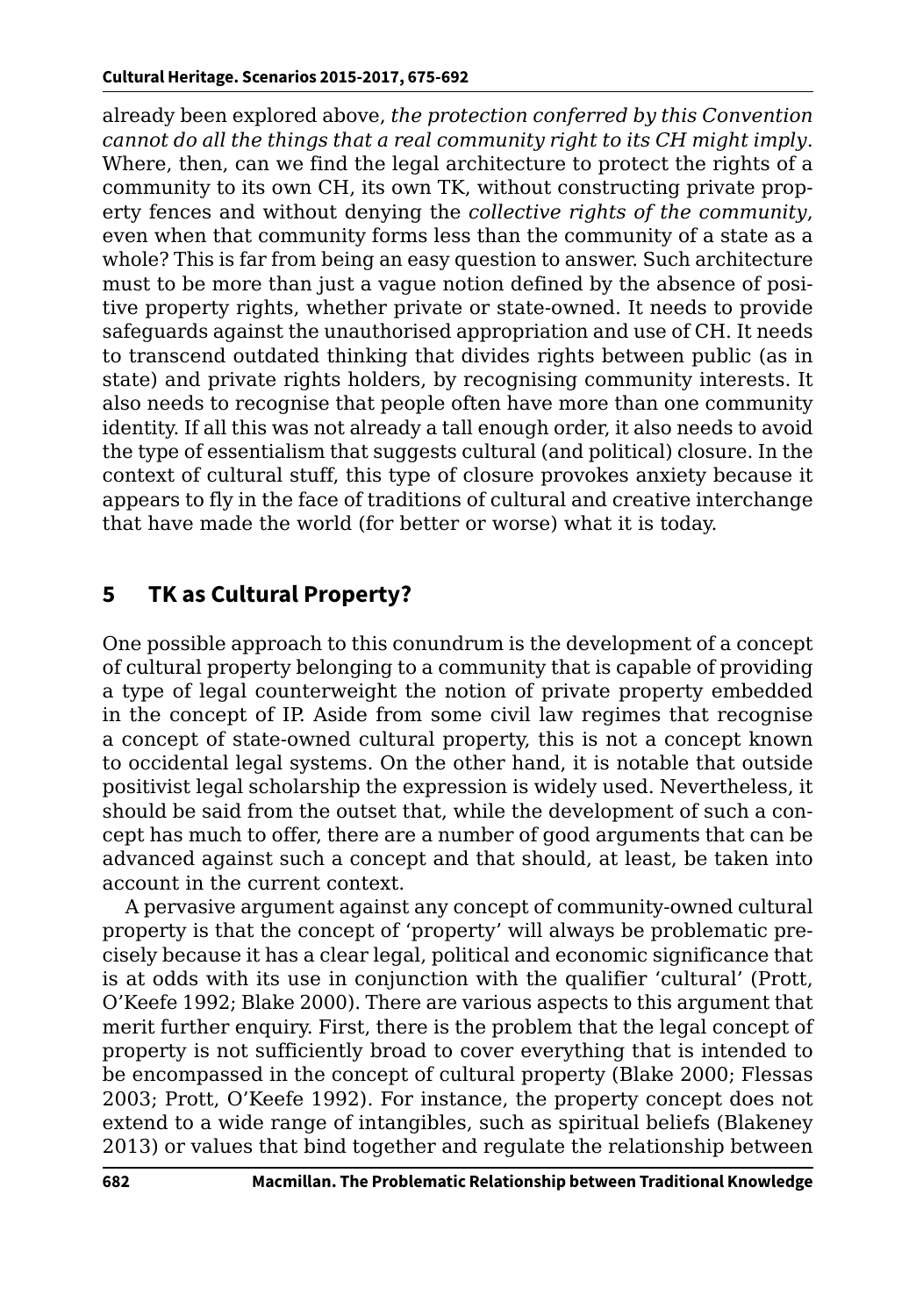already been explored above, *the protection conferred by this Convention cannot do all the things that a real community right to its CH might imply*. Where, then, can we find the legal architecture to protect the rights of a community to its own CH, its own TK, without constructing private property fences and without denying the *collective rights of the community*, even when that community forms less than the community of a state as a whole? This is far from being an easy question to answer. Such architecture must to be more than just a vague notion defined by the absence of positive property rights, whether private or state-owned. It needs to provide safeguards against the unauthorised appropriation and use of CH. It needs to transcend outdated thinking that divides rights between public (as in state) and private rights holders, by recognising community interests. It also needs to recognise that people often have more than one community identity. If all this was not already a tall enough order, it also needs to avoid the type of essentialism that suggests cultural (and political) closure. In the context of cultural stuff, this type of closure provokes anxiety because it appears to fly in the face of traditions of cultural and creative interchange that have made the world (for better or worse) what it is today.

## 5 TK as Cultural Property?

One possible approach to this conundrum is the development of a concept of cultural property belonging to a community that is capable of providing a type of legal counterweight the notion of private property embedded in the concept of IP. Aside from some civil law regimes that recognise a concept of state-owned cultural property, this is not a concept known to occidental legal systems. On the other hand, it is notable that outside positivist legal scholarship the expression is widely used. Nevertheless, it should be said from the outset that, while the development of such a concept has much to offer, there are a number of good arguments that can be advanced against such a concept and that should, at least, be taken into account in the current context.

A pervasive argument against any concept of community-owned cultural property is that the concept of 'property' will always be problematic precisely because it has a clear legal, political and economic significance that is at odds with its use in conjunction with the qualifier 'cultural' (Prott, O'Keefe 1992; Blake 2000). There are various aspects to this argument that merit further enquiry. First, there is the problem that the legal concept of property is not sufficiently broad to cover everything that is intended to be encompassed in the concept of cultural property (Blake 2000; Flessas 2003; Prott, O'Keefe 1992). For instance, the property concept does not extend to a wide range of intangibles, such as spiritual beliefs (Blakeney 2013) or values that bind together and regulate the relationship between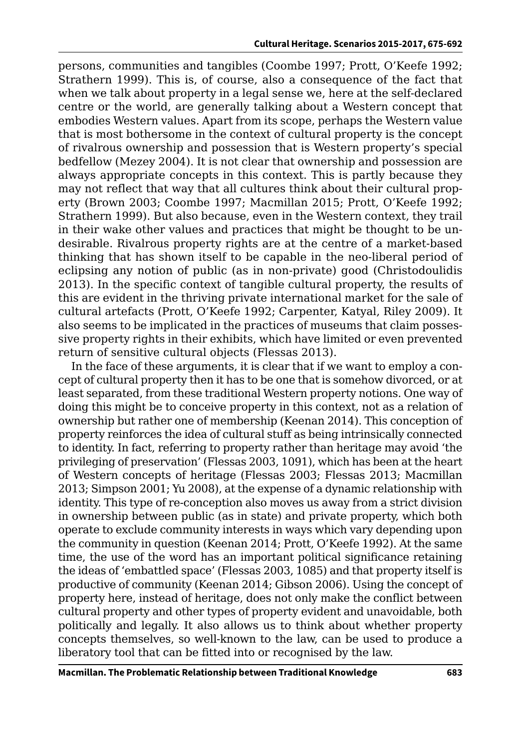persons, communities and tangibles (Coombe 1997; Prott, O'Keefe 1992; Strathern 1999). This is, of course, also a consequence of the fact that when we talk about property in a legal sense we, here at the self-declared centre or the world, are generally talking about a Western concept that embodies Western values. Apart from its scope, perhaps the Western value that is most bothersome in the context of cultural property is the concept of rivalrous ownership and possession that is Western property's special bedfellow (Mezey 2004). It is not clear that ownership and possession are always appropriate concepts in this context. This is partly because they may not reflect that way that all cultures think about their cultural property (Brown 2003; Coombe 1997; Macmillan 2015; Prott, O'Keefe 1992; Strathern 1999). But also because, even in the Western context, they trail in their wake other values and practices that might be thought to be undesirable. Rivalrous property rights are at the centre of a market-based thinking that has shown itself to be capable in the neo-liberal period of eclipsing any notion of public (as in non-private) good (Christodoulidis 2013). In the specific context of tangible cultural property, the results of this are evident in the thriving private international market for the sale of cultural artefacts (Prott, O'Keefe 1992; Carpenter, Katyal, Riley 2009). It also seems to be implicated in the practices of museums that claim possessive property rights in their exhibits, which have limited or even prevented return of sensitive cultural objects (Flessas 2013).

In the face of these arguments, it is clear that if we want to employ a concept of cultural property then it has to be one that is somehow divorced, or at least separated, from these traditional Western property notions. One way of doing this might be to conceive property in this context, not as a relation of ownership but rather one of membership (Keenan 2014). This conception of property reinforces the idea of cultural stuff as being intrinsically connected to identity. In fact, referring to property rather than heritage may avoid 'the privileging of preservation' (Flessas 2003, 1091), which has been at the heart of Western concepts of heritage (Flessas 2003; Flessas 2013; Macmillan 2013; Simpson 2001; Yu 2008), at the expense of a dynamic relationship with identity. This type of re-conception also moves us away from a strict division in ownership between public (as in state) and private property, which both operate to exclude community interests in ways which vary depending upon the community in question (Keenan 2014; Prott, O'Keefe 1992). At the same time, the use of the word has an important political significance retaining the ideas of 'embattled space' (Flessas 2003, 1085) and that property itself is productive of community (Keenan 2014; Gibson 2006). Using the concept of property here, instead of heritage, does not only make the conflict between cultural property and other types of property evident and unavoidable, both politically and legally. It also allows us to think about whether property concepts themselves, so well-known to the law, can be used to produce a liberatory tool that can be fitted into or recognised by the law.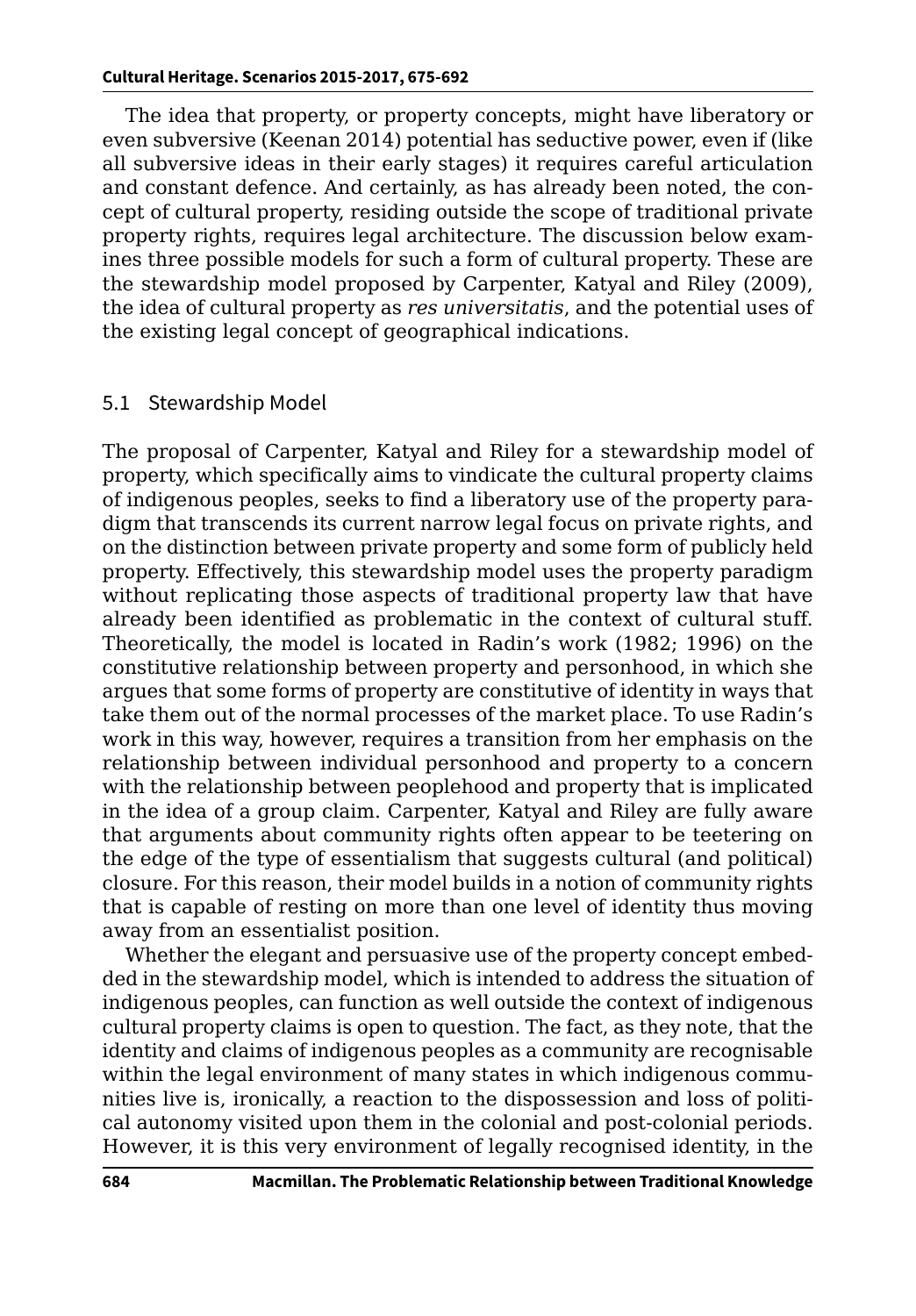The idea that property, or property concepts, might have liberatory or even subversive (Keenan 2014) potential has seductive power, even if (like all subversive ideas in their early stages) it requires careful articulation and constant defence. And certainly, as has already been noted, the concept of cultural property, residing outside the scope of traditional private property rights, requires legal architecture. The discussion below examines three possible models for such a form of cultural property. These are the stewardship model proposed by Carpenter, Katyal and Riley (2009), the idea of cultural property as *res universitatis*, and the potential uses of the existing legal concept of geographical indications.

## 5.1 Stewardship Model

The proposal of Carpenter, Katyal and Riley for a stewardship model of property, which specifically aims to vindicate the cultural property claims of indigenous peoples, seeks to find a liberatory use of the property paradigm that transcends its current narrow legal focus on private rights, and on the distinction between private property and some form of publicly held property. Effectively, this stewardship model uses the property paradigm without replicating those aspects of traditional property law that have already been identified as problematic in the context of cultural stuff. Theoretically, the model is located in Radin's work (1982; 1996) on the constitutive relationship between property and personhood, in which she argues that some forms of property are constitutive of identity in ways that take them out of the normal processes of the market place. To use Radin's work in this way, however, requires a transition from her emphasis on the relationship between individual personhood and property to a concern with the relationship between peoplehood and property that is implicated in the idea of a group claim. Carpenter, Katyal and Riley are fully aware that arguments about community rights often appear to be teetering on the edge of the type of essentialism that suggests cultural (and political) closure. For this reason, their model builds in a notion of community rights that is capable of resting on more than one level of identity thus moving away from an essentialist position.

Whether the elegant and persuasive use of the property concept embedded in the stewardship model, which is intended to address the situation of indigenous peoples, can function as well outside the context of indigenous cultural property claims is open to question. The fact, as they note, that the identity and claims of indigenous peoples as a community are recognisable within the legal environment of many states in which indigenous communities live is, ironically, a reaction to the dispossession and loss of political autonomy visited upon them in the colonial and post-colonial periods. However, it is this very environment of legally recognised identity, in the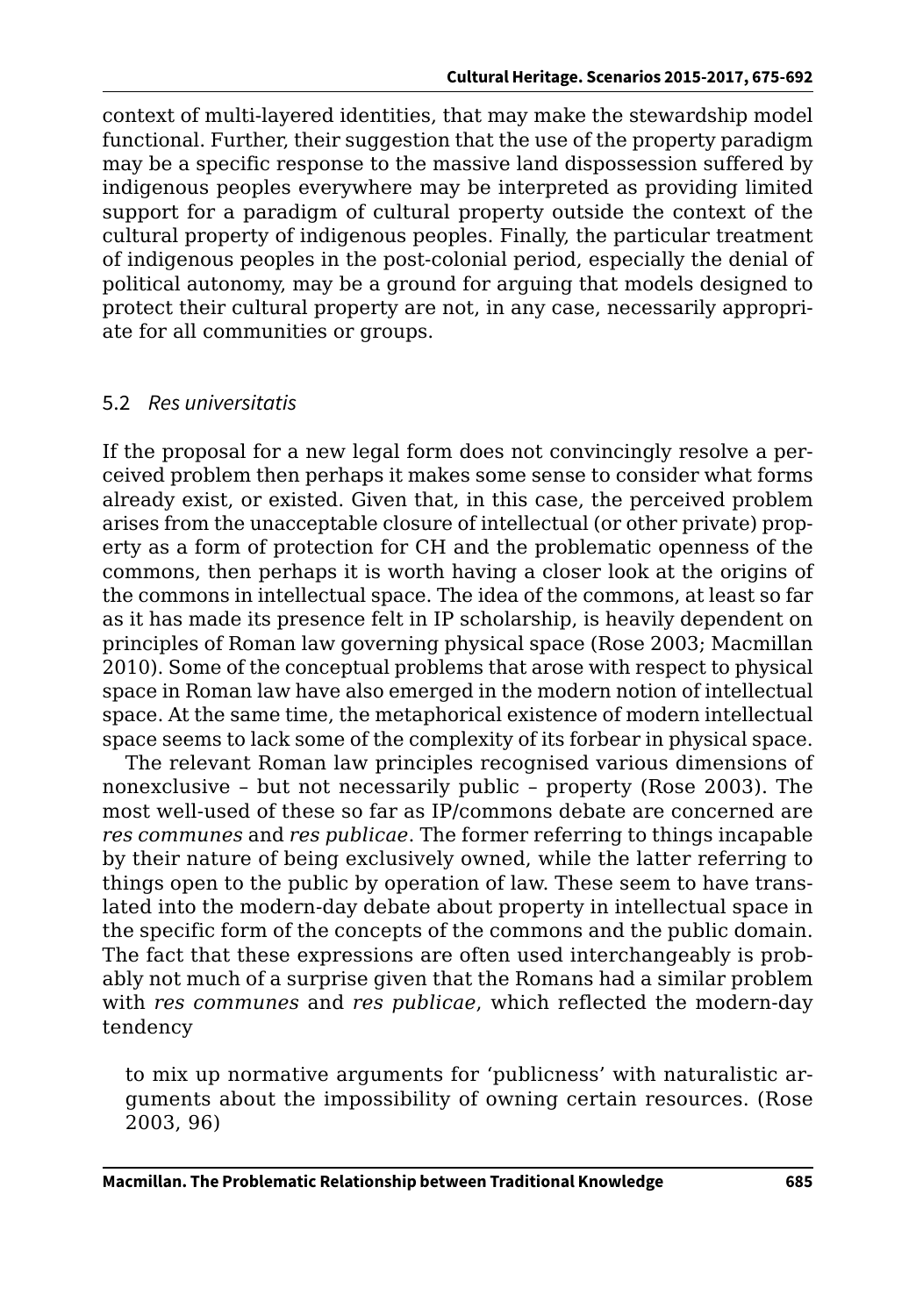context of multi-layered identities, that may make the stewardship model functional. Further, their suggestion that the use of the property paradigm may be a specific response to the massive land dispossession suffered by indigenous peoples everywhere may be interpreted as providing limited support for a paradigm of cultural property outside the context of the cultural property of indigenous peoples. Finally, the particular treatment of indigenous peoples in the post-colonial period, especially the denial of political autonomy, may be a ground for arguing that models designed to protect their cultural property are not, in any case, necessarily appropriate for all communities or groups.

### 5.2 *Res universitatis*

If the proposal for a new legal form does not convincingly resolve a perceived problem then perhaps it makes some sense to consider what forms already exist, or existed. Given that, in this case, the perceived problem arises from the unacceptable closure of intellectual (or other private) property as a form of protection for CH and the problematic openness of the commons, then perhaps it is worth having a closer look at the origins of the commons in intellectual space. The idea of the commons, at least so far as it has made its presence felt in IP scholarship, is heavily dependent on principles of Roman law governing physical space (Rose 2003; Macmillan 2010). Some of the conceptual problems that arose with respect to physical space in Roman law have also emerged in the modern notion of intellectual space. At the same time, the metaphorical existence of modern intellectual space seems to lack some of the complexity of its forbear in physical space.

The relevant Roman law principles recognised various dimensions of nonexclusive – but not necessarily public – property (Rose 2003). The most well-used of these so far as IP/commons debate are concerned are *res communes* and *res publicae*. The former referring to things incapable by their nature of being exclusively owned, while the latter referring to things open to the public by operation of law. These seem to have translated into the modern-day debate about property in intellectual space in the specific form of the concepts of the commons and the public domain. The fact that these expressions are often used interchangeably is probably not much of a surprise given that the Romans had a similar problem with *res communes* and *res publicae*, which reflected the modern-day tendency

> to mix up normative arguments for 'publicness' with naturalistic arguments about the impossibility of owning certain resources. (Rose 2003, 96)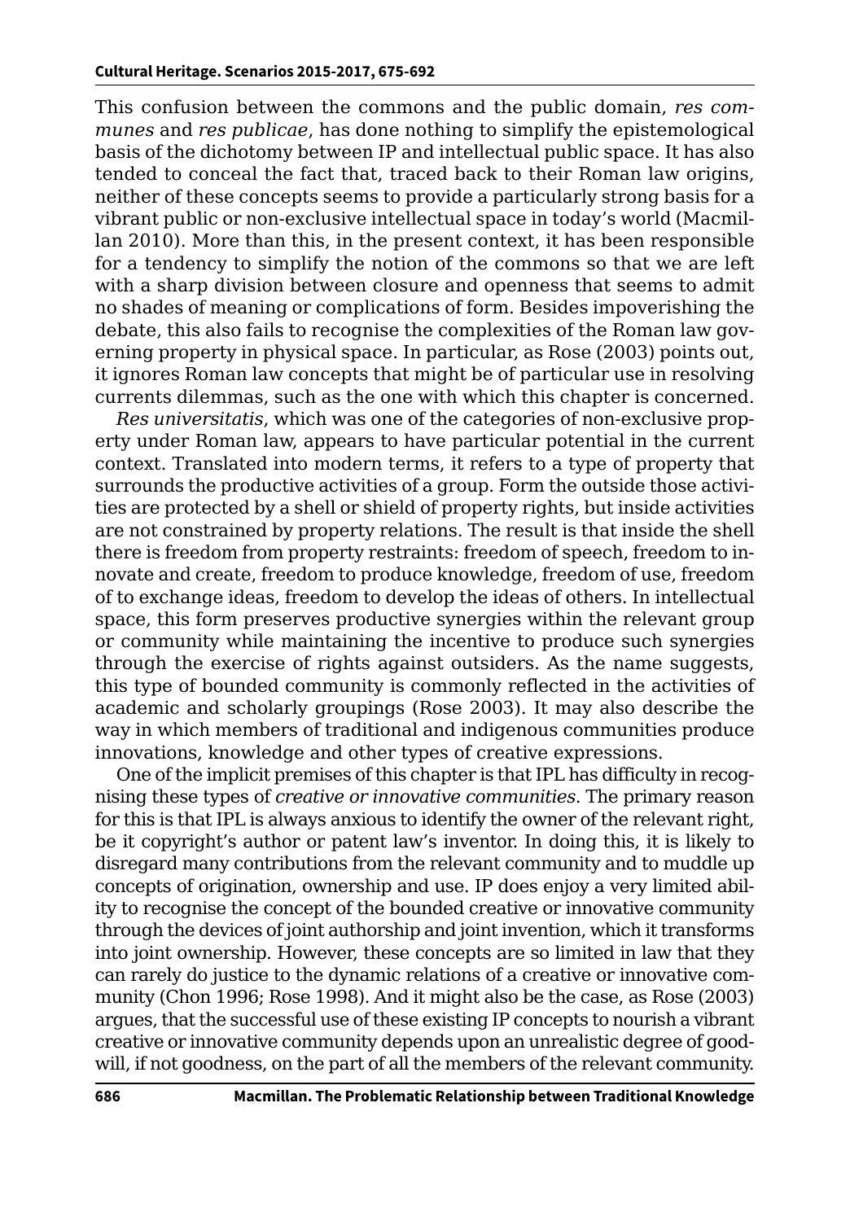This confusion between the commons and the public domain, *res communes* and *res publicae*, has done nothing to simplify the epistemological basis of the dichotomy between IP and intellectual public space. It has also tended to conceal the fact that, traced back to their Roman law origins, neither of these concepts seems to provide a particularly strong basis for a vibrant public or non-exclusive intellectual space in today's world (Macmillan 2010). More than this, in the present context, it has been responsible for a tendency to simplify the notion of the commons so that we are left with a sharp division between closure and openness that seems to admit no shades of meaning or complications of form. Besides impoverishing the debate, this also fails to recognise the complexities of the Roman law governing property in physical space. In particular, as Rose (2003) points out, it ignores Roman law concepts that might be of particular use in resolving currents dilemmas, such as the one with which this chapter is concerned.

*Res universitatis*, which was one of the categories of non-exclusive property under Roman law, appears to have particular potential in the current context. Translated into modern terms, it refers to a type of property that surrounds the productive activities of a group. Form the outside those activities are protected by a shell or shield of property rights, but inside activities are not constrained by property relations. The result is that inside the shell there is freedom from property restraints: freedom of speech, freedom to innovate and create, freedom to produce knowledge, freedom of use, freedom of to exchange ideas, freedom to develop the ideas of others. In intellectual space, this form preserves productive synergies within the relevant group or community while maintaining the incentive to produce such synergies through the exercise of rights against outsiders. As the name suggests, this type of bounded community is commonly reflected in the activities of academic and scholarly groupings (Rose 2003). It may also describe the way in which members of traditional and indigenous communities produce innovations, knowledge and other types of creative expressions.

One of the implicit premises of this chapter is that IPL has difficulty in recognising these types of *creative or innovative communities*. The primary reason for this is that IPL is always anxious to identify the owner of the relevant right, be it copyright's author or patent law's inventor. In doing this, it is likely to disregard many contributions from the relevant community and to muddle up concepts of origination, ownership and use. IP does enjoy a very limited ability to recognise the concept of the bounded creative or innovative community through the devices of joint authorship and joint invention, which it transforms into joint ownership. However, these concepts are so limited in law that they can rarely do justice to the dynamic relations of a creative or innovative community (Chon 1996; Rose 1998). And it might also be the case, as Rose (2003) argues, that the successful use of these existing IP concepts to nourish a vibrant creative or innovative community depends upon an unrealistic degree of goodwill, if not goodness, on the part of all the members of the relevant community.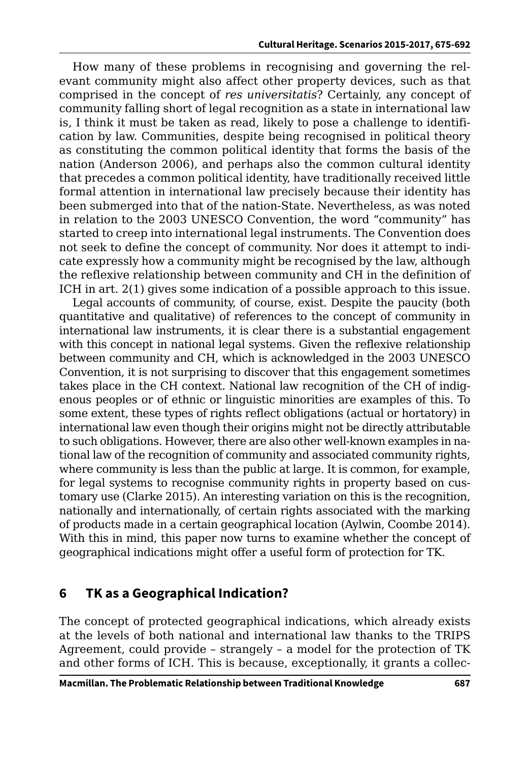How many of these problems in recognising and governing the relevant community might also affect other property devices, such as that comprised in the concept of *res universitatis*? Certainly, any concept of community falling short of legal recognition as a state in international law is, I think it must be taken as read, likely to pose a challenge to identification by law. Communities, despite being recognised in political theory as constituting the common political identity that forms the basis of the nation (Anderson 2006), and perhaps also the common cultural identity that precedes a common political identity, have traditionally received little formal attention in international law precisely because their identity has been submerged into that of the nation-State. Nevertheless, as was noted in relation to the 2003 UNESCO Convention, the word "community" has started to creep into international legal instruments. The Convention does not seek to define the concept of community. Nor does it attempt to indicate expressly how a community might be recognised by the law, although the reflexive relationship between community and CH in the definition of ICH in art. 2(1) gives some indication of a possible approach to this issue.

Legal accounts of community, of course, exist. Despite the paucity (both quantitative and qualitative) of references to the concept of community in international law instruments, it is clear there is a substantial engagement with this concept in national legal systems. Given the reflexive relationship between community and CH, which is acknowledged in the 2003 UNESCO Convention, it is not surprising to discover that this engagement sometimes takes place in the CH context. National law recognition of the CH of indigenous peoples or of ethnic or linguistic minorities are examples of this. To some extent, these types of rights reflect obligations (actual or hortatory) in international law even though their origins might not be directly attributable to such obligations. However, there are also other well-known examples in national law of the recognition of community and associated community rights, where community is less than the public at large. It is common, for example, for legal systems to recognise community rights in property based on customary use (Clarke 2015). An interesting variation on this is the recognition, nationally and internationally, of certain rights associated with the marking of products made in a certain geographical location (Aylwin, Coombe 2014). With this in mind, this paper now turns to examine whether the concept of geographical indications might offer a useful form of protection for TK.

## 6 TK as a Geographical Indication?

The concept of protected geographical indications, which already exists at the levels of both national and international law thanks to the TRIPS Agreement, could provide – strangely – a model for the protection of TK and other forms of ICH. This is because, exceptionally, it grants a collec-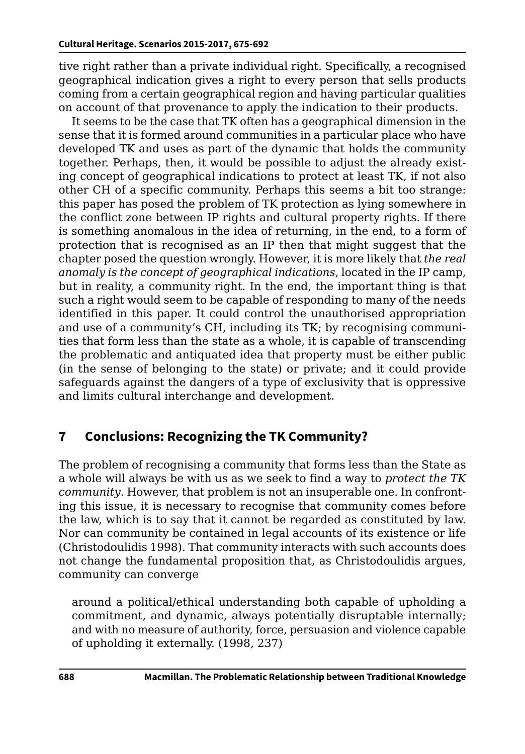tive right rather than a private individual right. Specifically, a recognised geographical indication gives a right to every person that sells products coming from a certain geographical region and having particular qualities on account of that provenance to apply the indication to their products.

It seems to be the case that TK often has a geographical dimension in the sense that it is formed around communities in a particular place who have developed TK and uses as part of the dynamic that holds the community together. Perhaps, then, it would be possible to adjust the already existing concept of geographical indications to protect at least TK, if not also other CH of a specific community. Perhaps this seems a bit too strange: this paper has posed the problem of TK protection as lying somewhere in the conflict zone between IP rights and cultural property rights. If there is something anomalous in the idea of returning, in the end, to a form of protection that is recognised as an IP then that might suggest that the chapter posed the question wrongly. However, it is more likely that *the real anomaly is the concept of geographical indications*, located in the IP camp, but in reality, a community right. In the end, the important thing is that such a right would seem to be capable of responding to many of the needs identified in this paper. It could control the unauthorised appropriation and use of a community's CH, including its TK; by recognising communities that form less than the state as a whole, it is capable of transcending the problematic and antiquated idea that property must be either public (in the sense of belonging to the state) or private; and it could provide safeguards against the dangers of a type of exclusivity that is oppressive and limits cultural interchange and development.

## 7 Conclusions: Recognizing the TK Community?

The problem of recognising a community that forms less than the State as a whole will always be with us as we seek to find a way to *protect the TK community*. However, that problem is not an insuperable one. In confronting this issue, it is necessary to recognise that community comes before the law, which is to say that it cannot be regarded as constituted by law. Nor can community be contained in legal accounts of its existence or life (Christodoulidis 1998). That community interacts with such accounts does not change the fundamental proposition that, as Christodoulidis argues, community can converge

> around a political/ethical understanding both capable of upholding a commitment, and dynamic, always potentially disruptable internally; and with no measure of authority, force, persuasion and violence capable of upholding it externally. (1998, 237)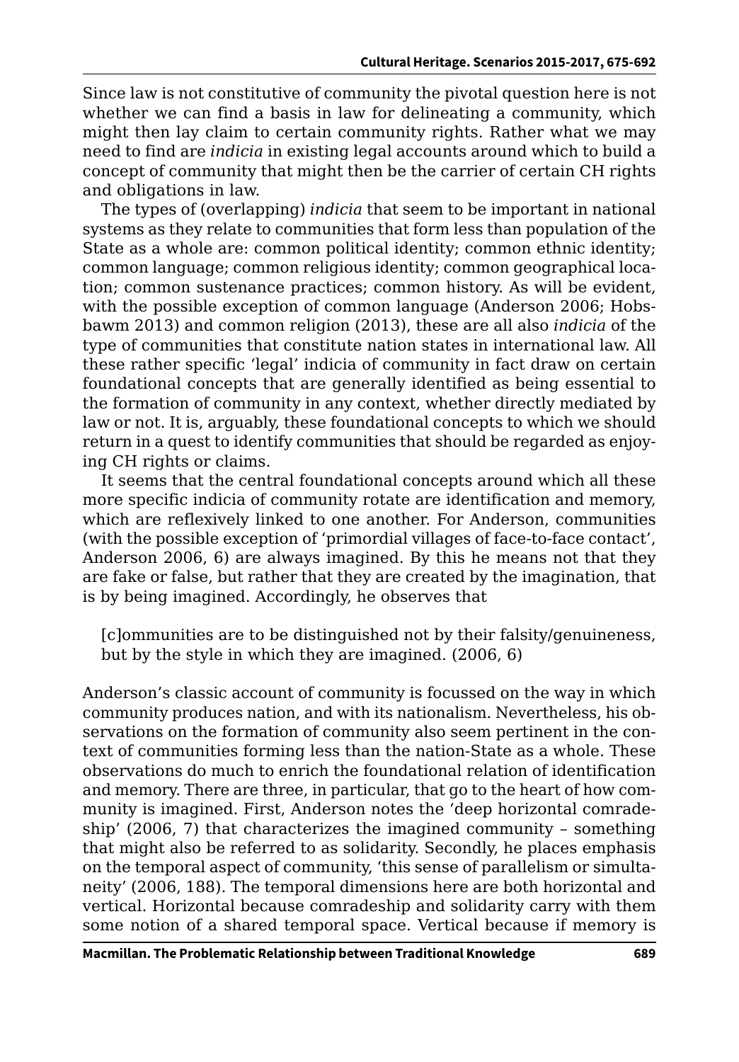Since law is not constitutive of community the pivotal question here is not whether we can find a basis in law for delineating a community, which might then lay claim to certain community rights. Rather what we may need to find are *indicia* in existing legal accounts around which to build a concept of community that might then be the carrier of certain CH rights and obligations in law.

The types of (overlapping) *indicia* that seem to be important in national systems as they relate to communities that form less than population of the State as a whole are: common political identity; common ethnic identity; common language; common religious identity; common geographical location; common sustenance practices; common history. As will be evident, with the possible exception of common language (Anderson 2006; Hobsbawm 2013) and common religion (2013), these are all also *indicia* of the type of communities that constitute nation states in international law. All these rather specific 'legal' indicia of community in fact draw on certain foundational concepts that are generally identified as being essential to the formation of community in any context, whether directly mediated by law or not. It is, arguably, these foundational concepts to which we should return in a quest to identify communities that should be regarded as enjoying CH rights or claims.

It seems that the central foundational concepts around which all these more specific indicia of community rotate are identification and memory, which are reflexively linked to one another. For Anderson, communities (with the possible exception of 'primordial villages of face-to-face contact', Anderson 2006, 6) are always imagined. By this he means not that they are fake or false, but rather that they are created by the imagination, that is by being imagined. Accordingly, he observes that

> [c]ommunities are to be distinguished not by their falsity/genuineness, but by the style in which they are imagined. (2006, 6)

Anderson's classic account of community is focussed on the way in which community produces nation, and with its nationalism. Nevertheless, his observations on the formation of community also seem pertinent in the context of communities forming less than the nation-State as a whole. These observations do much to enrich the foundational relation of identification and memory. There are three, in particular, that go to the heart of how community is imagined. First, Anderson notes the 'deep horizontal comradeship' (2006, 7) that characterizes the imagined community – something that might also be referred to as solidarity. Secondly, he places emphasis on the temporal aspect of community, 'this sense of parallelism or simultaneity' (2006, 188). The temporal dimensions here are both horizontal and vertical. Horizontal because comradeship and solidarity carry with them some notion of a shared temporal space. Vertical because if memory is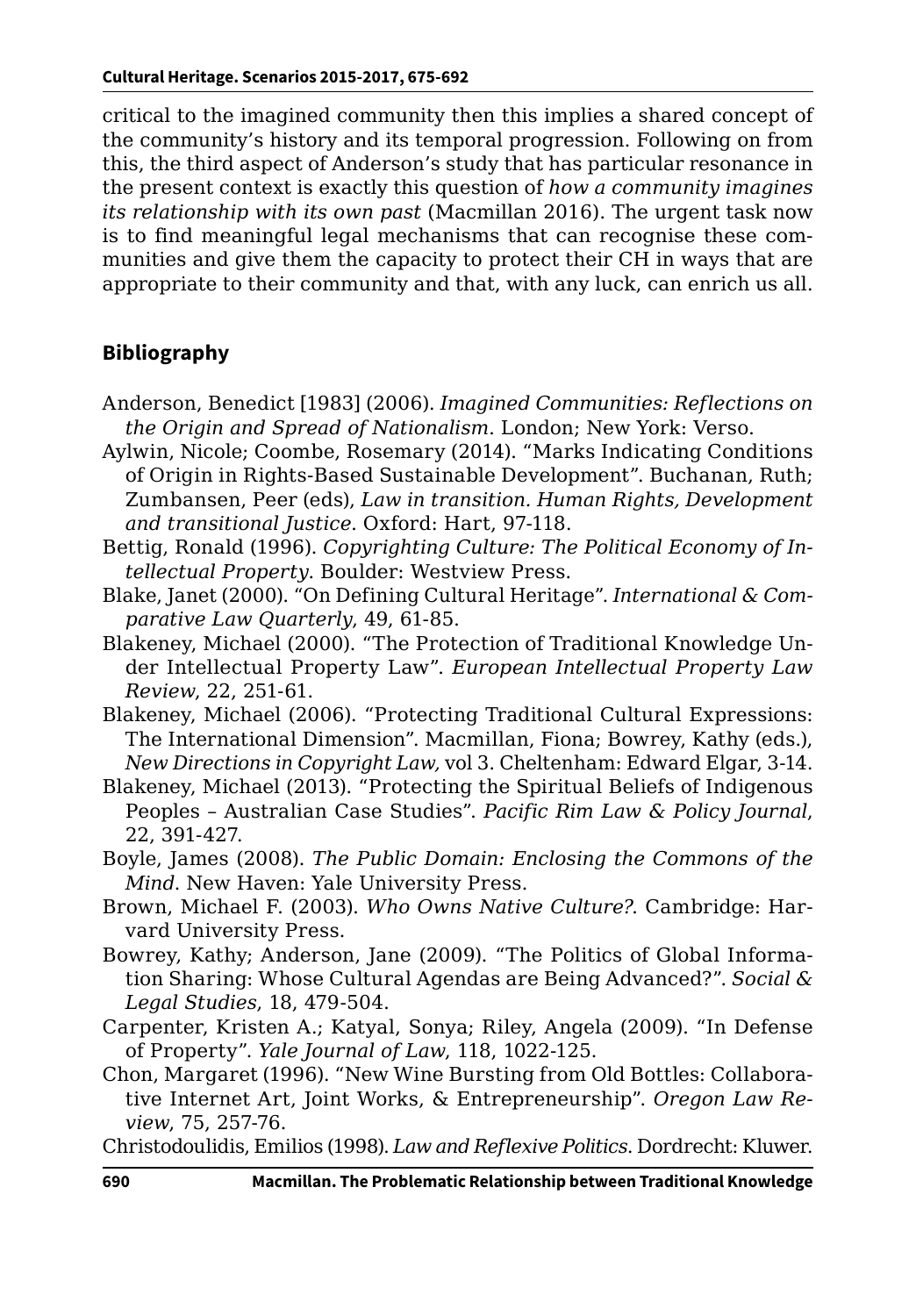critical to the imagined community then this implies a shared concept of the community's history and its temporal progression. Following on from this, the third aspect of Anderson's study that has particular resonance in the present context is exactly this question of *how a community imagines its relationship with its own past* (Macmillan 2016). The urgent task now is to find meaningful legal mechanisms that can recognise these communities and give them the capacity to protect their CH in ways that are appropriate to their community and that, with any luck, can enrich us all.

## Bibliography

Anderson, Benedict [1983] (2006). *Imagined Communities: Reflections on the Origin and Spread of Nationalism*. London; New York: Verso.

Aylwin, Nicole; Coombe, Rosemary (2014). "Marks Indicating Conditions of Origin in Rights-Based Sustainable Development". Buchanan, Ruth; Zumbansen, Peer (eds), *Law in transition. Human Rights, Development and transitional Justice*. Oxford: Hart, 97-118.

Bettig, Ronald (1996). *Copyrighting Culture: The Political Economy of Intellectual Property*. Boulder: Westview Press.

Blake, Janet (2000). "On Defining Cultural Heritage". *International & Comparative Law Quarterly*, 49, 61-85.

Blakeney, Michael (2000). "The Protection of Traditional Knowledge Under Intellectual Property Law". *European Intellectual Property Law Review*, 22, 251-61.

Blakeney, Michael (2006). "Protecting Traditional Cultural Expressions: The International Dimension". Macmillan, Fiona; Bowrey, Kathy (eds.), *New Directions in Copyright Law,* vol 3. Cheltenham: Edward Elgar, 3-14.

Blakeney, Michael (2013). "Protecting the Spiritual Beliefs of Indigenous Peoples – Australian Case Studies". *Pacific Rim Law & Policy Journal*, 22, 391-427.

Boyle, James (2008). *The Public Domain: Enclosing the Commons of the Mind*. New Haven: Yale University Press.

Brown, Michael F. (2003). *Who Owns Native Culture?*. Cambridge: Harvard University Press.

Bowrey, Kathy; Anderson, Jane (2009). "The Politics of Global Information Sharing: Whose Cultural Agendas are Being Advanced?". *Social & Legal Studies*, 18, 479-504.

Carpenter, Kristen A.; Katyal, Sonya; Riley, Angela (2009). "In Defense of Property". *Yale Journal of Law*, 118, 1022-125.

Chon, Margaret (1996). "New Wine Bursting from Old Bottles: Collaborative Internet Art, Joint Works, & Entrepreneurship". *Oregon Law Review*, 75, 257-76.

Christodoulidis, Emilios (1998). *Law and Reflexive Politics*. Dordrecht: Kluwer.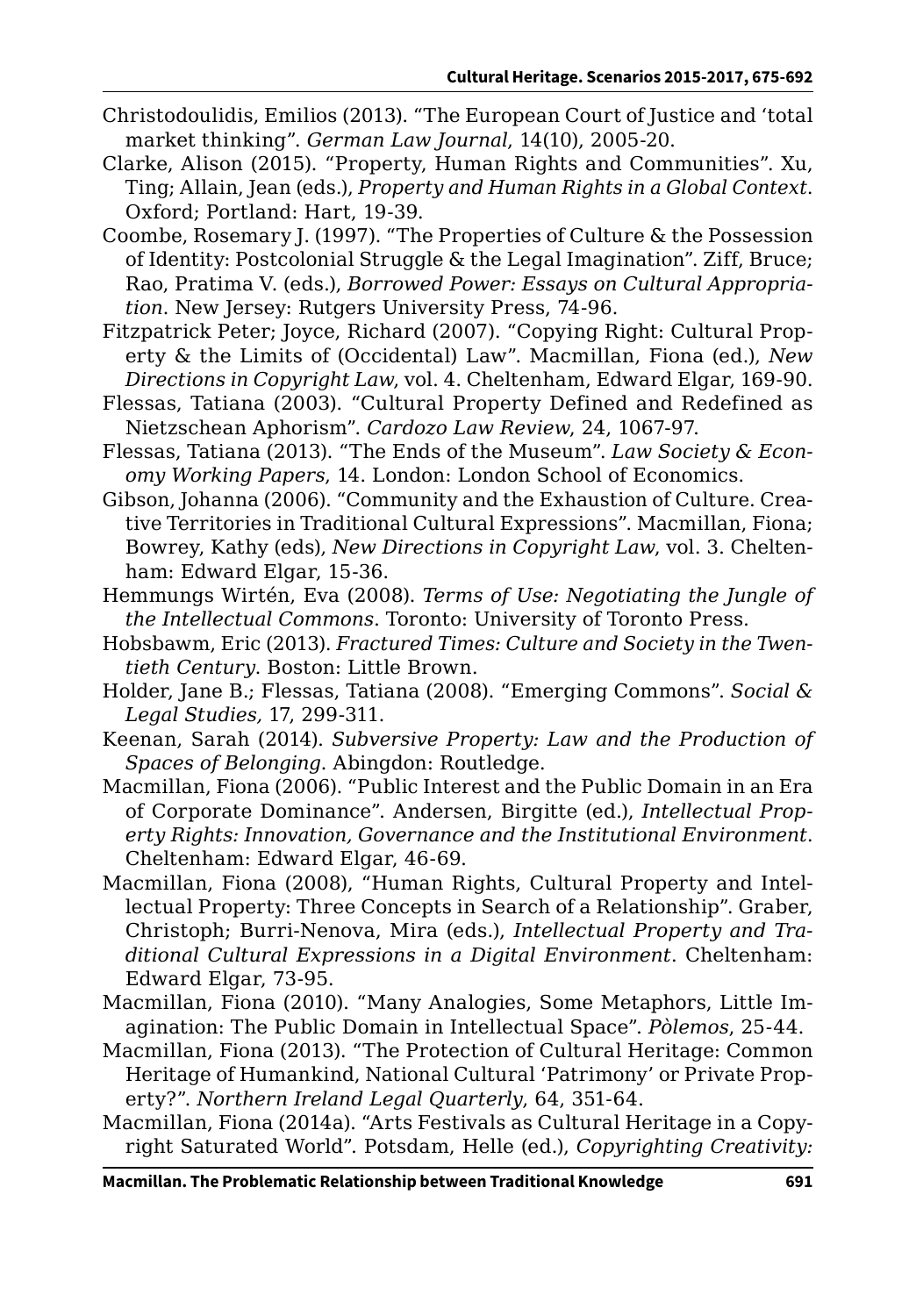Christodoulidis, Emilios (2013). “The European Court of Justice and ‘total market thinking”. *German Law Journal*, 14(10), 2005-20.

Clarke, Alison (2015). “Property, Human Rights and Communities”. Xu, Ting; Allain, Jean (eds.), *Property and Human Rights in a Global Context*. Oxford; Portland: Hart, 19-39.

Coombe, Rosemary J. (1997). “The Properties of Culture & the Possession of Identity: Postcolonial Struggle & the Legal Imagination”. Ziff, Bruce; Rao, Pratima V. (eds.), *Borrowed Power: Essays on Cultural Appropriation*. New Jersey: Rutgers University Press, 74-96.

Fitzpatrick Peter; Joyce, Richard (2007). “Copying Right: Cultural Property & the Limits of (Occidental) Law”. Macmillan, Fiona (ed.), *New Directions in Copyright Law*, vol. 4. Cheltenham, Edward Elgar, 169-90.

Flessas, Tatiana (2003). “Cultural Property Defined and Redefined as Nietzschean Aphorism”. *Cardozo Law Review*, 24, 1067-97.

Flessas, Tatiana (2013). “The Ends of the Museum”. *Law Society & Economy Working Papers*, 14. London: London School of Economics.

Gibson, Johanna (2006). “Community and the Exhaustion of Culture. Creative Territories in Traditional Cultural Expressions”. Macmillan, Fiona; Bowrey, Kathy (eds), *New Directions in Copyright Law*, vol. 3. Cheltenham: Edward Elgar, 15-36.

Hemmungs Wirtén, Eva (2008). *Terms of Use: Negotiating the Jungle of the Intellectual Commons*. Toronto: University of Toronto Press.

Hobsbawm, Eric (2013). *Fractured Times: Culture and Society in the Twentieth Century*. Boston: Little Brown.

Holder, Jane B.; Flessas, Tatiana (2008). “Emerging Commons”. *Social & Legal Studies,* 17, 299-311.

Keenan, Sarah (2014). *Subversive Property: Law and the Production of Spaces of Belonging*. Abingdon: Routledge.

Macmillan, Fiona (2006). “Public Interest and the Public Domain in an Era of Corporate Dominance”. Andersen, Birgitte (ed.), *Intellectual Property Rights: Innovation, Governance and the Institutional Environment*. Cheltenham: Edward Elgar, 46-69.

Macmillan, Fiona (2008), “Human Rights, Cultural Property and Intellectual Property: Three Concepts in Search of a Relationship”. Graber, Christoph; Burri-Nenova, Mira (eds.), *Intellectual Property and Traditional Cultural Expressions in a Digital Environment*. Cheltenham: Edward Elgar, 73-95.

Macmillan, Fiona (2010). “Many Analogies, Some Metaphors, Little Imagination: The Public Domain in Intellectual Space”. *Pòlemos*, 25-44.

Macmillan, Fiona (2013). “The Protection of Cultural Heritage: Common Heritage of Humankind, National Cultural ‘Patrimony’ or Private Property?”. *Northern Ireland Legal Quarterly*, 64, 351-64.

Macmillan, Fiona (2014a). “Arts Festivals as Cultural Heritage in a Copyright Saturated World”. Potsdam, Helle (ed.), *Copyrighting Creativity:*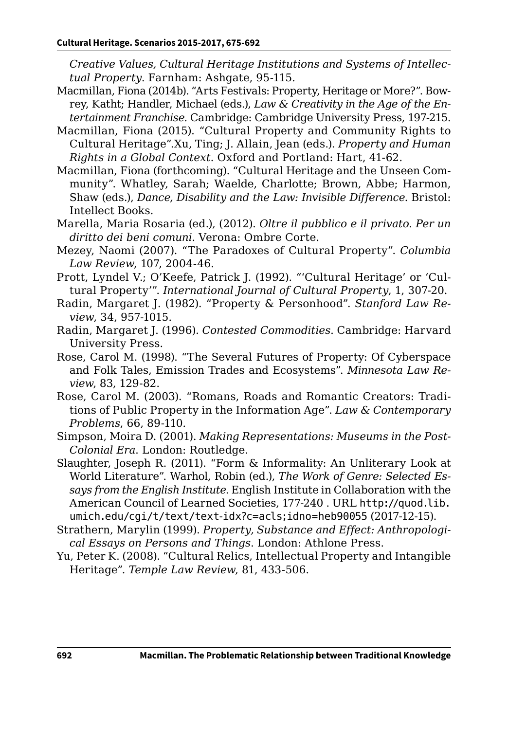*Creative Values, Cultural Heritage Institutions and Systems of Intellectual Property*. Farnham: Ashgate, 95-115.

Macmillan, Fiona (2014b). "Arts Festivals: Property, Heritage or More?". Bowrey, Katht; Handler, Michael (eds.), *Law & Creativity in the Age of the Entertainment Franchise*. Cambridge: Cambridge University Press, 197-215.

Macmillan, Fiona (2015). "Cultural Property and Community Rights to Cultural Heritage".Xu, Ting; J. Allain, Jean (eds.). *Property and Human Rights in a Global Context*. Oxford and Portland: Hart, 41-62.

Macmillan, Fiona (forthcoming). "Cultural Heritage and the Unseen Community". Whatley, Sarah; Waelde, Charlotte; Brown, Abbe; Harmon, Shaw (eds.), *Dance, Disability and the Law: Invisible Difference*. Bristol: Intellect Books.

Marella, Maria Rosaria (ed.), (2012). *Oltre il pubblico e il privato. Per un diritto dei beni comuni*. Verona: Ombre Corte.

Mezey, Naomi (2007). "The Paradoxes of Cultural Property". *Columbia Law Review*, 107, 2004-46.

Prott, Lyndel V.; O'Keefe, Patrick J. (1992). "'Cultural Heritage' or 'Cultural Property'". *International Journal of Cultural Property*, 1, 307-20.

Radin, Margaret J. (1982). "Property & Personhood". *Stanford Law Review*, 34, 957-1015.

Radin, Margaret J. (1996). *Contested Commodities*. Cambridge: Harvard University Press.

Rose, Carol M. (1998). "The Several Futures of Property: Of Cyberspace and Folk Tales, Emission Trades and Ecosystems". *Minnesota Law Review*, 83, 129-82.

Rose, Carol M. (2003). "Romans, Roads and Romantic Creators: Traditions of Public Property in the Information Age". *Law & Contemporary Problems*, 66, 89-110.

Simpson, Moira D. (2001). *Making Representations: Museums in the Post-Colonial Era*. London: Routledge.

Slaughter, Joseph R. (2011). "Form & Informality: An Unliterary Look at World Literature". Warhol, Robin (ed.), *The Work of Genre: Selected Essays from the English Institute*. English Institute in Collaboration with the American Council of Learned Societies, 177-240 . URL http://quod.lib.umich.edu/cgi/t/text/text-idx?c=acls;idno=heb90055 (2017-12-15).

Strathern, Marylin (1999). *Property, Substance and Effect: Anthropological Essays on Persons and Things*. London: Athlone Press.

Yu, Peter K. (2008). "Cultural Relics, Intellectual Property and Intangible Heritage". *Temple Law Review*, 81, 433-506.